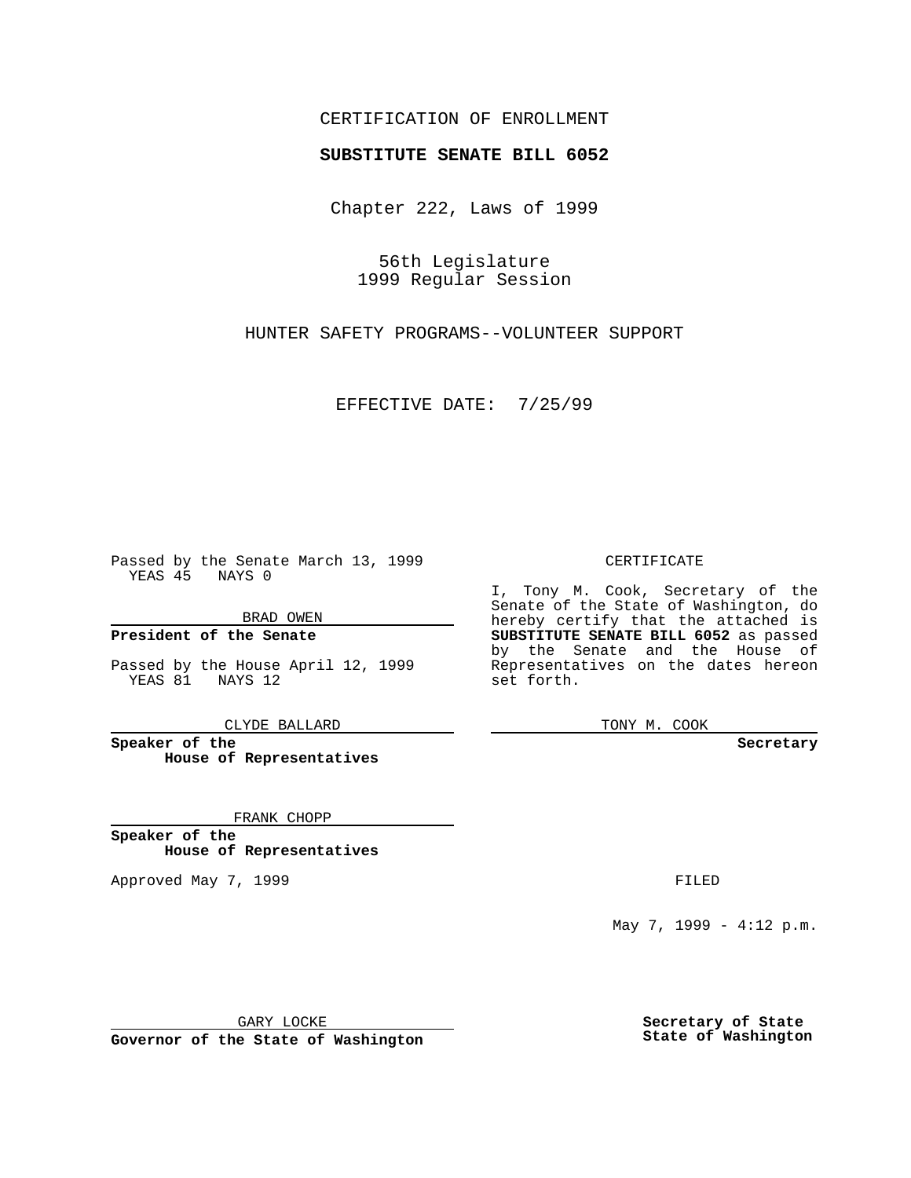CERTIFICATION OF ENROLLMENT

**SUBSTITUTE SENATE BILL 6052**

Chapter 222, Laws of 1999

56th Legislature
1999 Regular Session

HUNTER SAFETY PROGRAMS--VOLUNTEER SUPPORT

EFFECTIVE DATE: 7/25/99

Passed by the Senate March 13, 1999
YEAS 45 NAYS 0

BRAD OWEN

**President of the Senate**

Passed by the House April 12, 1999
YEAS 81 NAYS 12

CLYDE BALLARD

**Speaker of the House of Representatives**

FRANK CHOPP

**Speaker of the House of Representatives**

Approved May 7, 1999

GARY LOCKE

**Governor of the State of Washington**

CERTIFICATE

I, Tony M. Cook, Secretary of the Senate of the State of Washington, do hereby certify that the attached is **SUBSTITUTE SENATE BILL 6052** as passed by the Senate and the House of Representatives on the dates hereon set forth.

TONY M. COOK

**Secretary**

FILED

May 7, 1999 - 4:12 p.m.

**Secretary of State
State of Washington**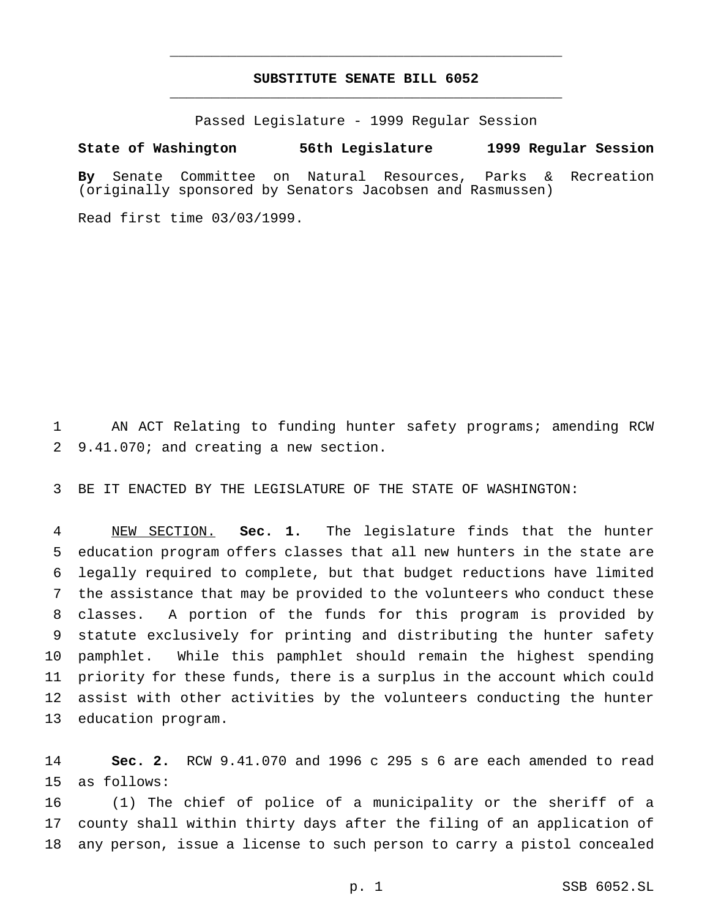# SUBSTITUTE SENATE BILL 6052

Passed Legislature - 1999 Regular Session

**State of Washington 56th Legislature 1999 Regular Session**

**By** Senate Committee on Natural Resources, Parks & Recreation (originally sponsored by Senators Jacobsen and Rasmussen)

Read first time 03/03/1999.

1 AN ACT Relating to funding hunter safety programs; amending RCW
2 9.41.070; and creating a new section.

3 BE IT ENACTED BY THE LEGISLATURE OF THE STATE OF WASHINGTON:

4 NEW SECTION. **Sec. 1.** The legislature finds that the hunter
5 education program offers classes that all new hunters in the state are
6 legally required to complete, but that budget reductions have limited
7 the assistance that may be provided to the volunteers who conduct these
8 classes. A portion of the funds for this program is provided by
9 statute exclusively for printing and distributing the hunter safety
10 pamphlet. While this pamphlet should remain the highest spending
11 priority for these funds, there is a surplus in the account which could
12 assist with other activities by the volunteers conducting the hunter
13 education program.

14 **Sec. 2.** RCW 9.41.070 and 1996 c 295 s 6 are each amended to read
15 as follows:

16 (1) The chief of police of a municipality or the sheriff of a
17 county shall within thirty days after the filing of an application of
18 any person, issue a license to such person to carry a pistol concealed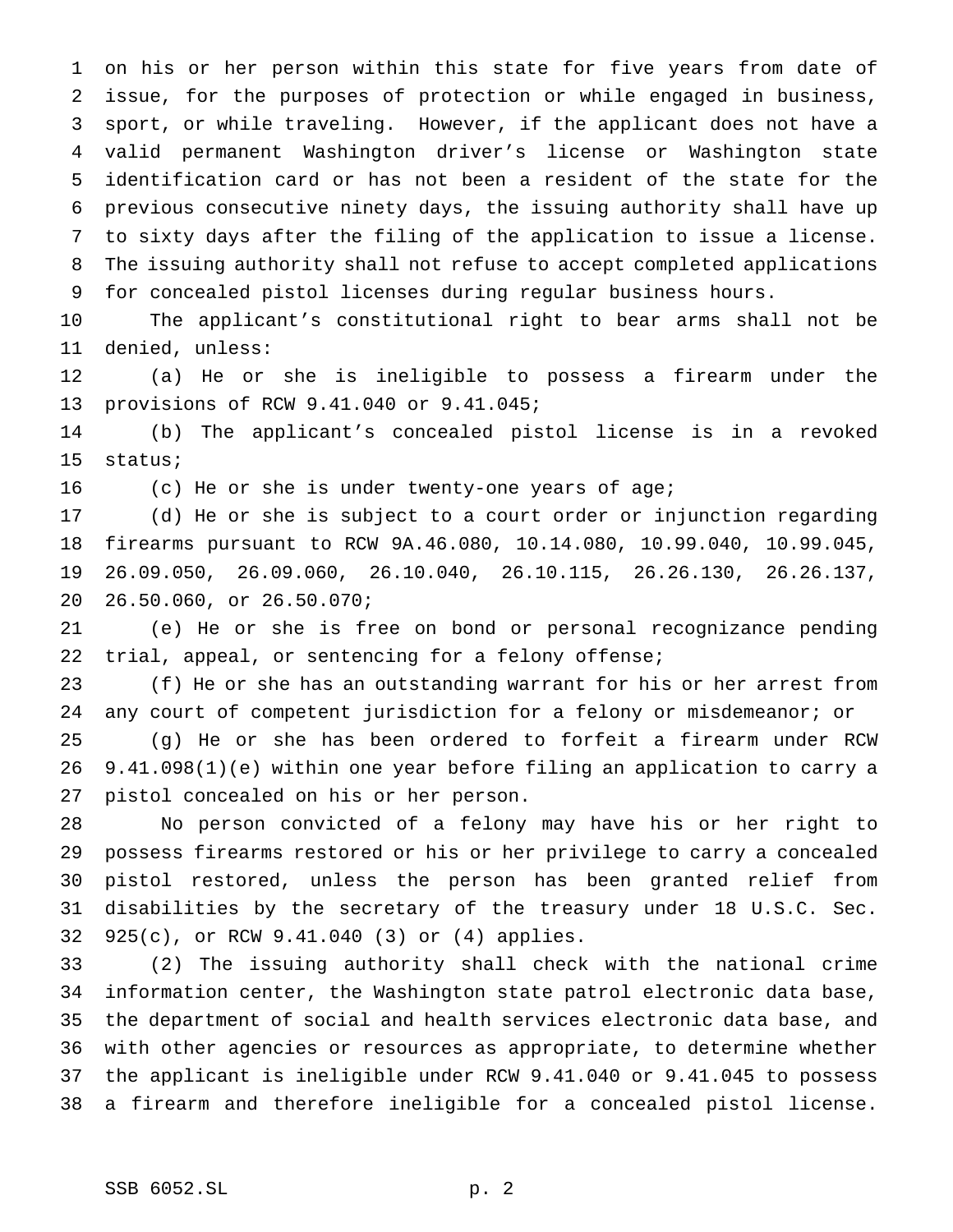on his or her person within this state for five years from date of issue, for the purposes of protection or while engaged in business, sport, or while traveling. However, if the applicant does not have a valid permanent Washington driver's license or Washington state identification card or has not been a resident of the state for the previous consecutive ninety days, the issuing authority shall have up to sixty days after the filing of the application to issue a license. The issuing authority shall not refuse to accept completed applications for concealed pistol licenses during regular business hours.

The applicant's constitutional right to bear arms shall not be denied, unless:

(a) He or she is ineligible to possess a firearm under the provisions of RCW 9.41.040 or 9.41.045;

(b) The applicant's concealed pistol license is in a revoked status;

(c) He or she is under twenty-one years of age;

(d) He or she is subject to a court order or injunction regarding firearms pursuant to RCW 9A.46.080, 10.14.080, 10.99.040, 10.99.045, 26.09.050, 26.09.060, 26.10.040, 26.10.115, 26.26.130, 26.26.137, 26.50.060, or 26.50.070;

(e) He or she is free on bond or personal recognizance pending trial, appeal, or sentencing for a felony offense;

(f) He or she has an outstanding warrant for his or her arrest from any court of competent jurisdiction for a felony or misdemeanor; or

(g) He or she has been ordered to forfeit a firearm under RCW 9.41.098(1)(e) within one year before filing an application to carry a pistol concealed on his or her person.

No person convicted of a felony may have his or her right to possess firearms restored or his or her privilege to carry a concealed pistol restored, unless the person has been granted relief from disabilities by the secretary of the treasury under 18 U.S.C. Sec. 925(c), or RCW 9.41.040 (3) or (4) applies.

(2) The issuing authority shall check with the national crime information center, the Washington state patrol electronic data base, the department of social and health services electronic data base, and with other agencies or resources as appropriate, to determine whether the applicant is ineligible under RCW 9.41.040 or 9.41.045 to possess a firearm and therefore ineligible for a concealed pistol license.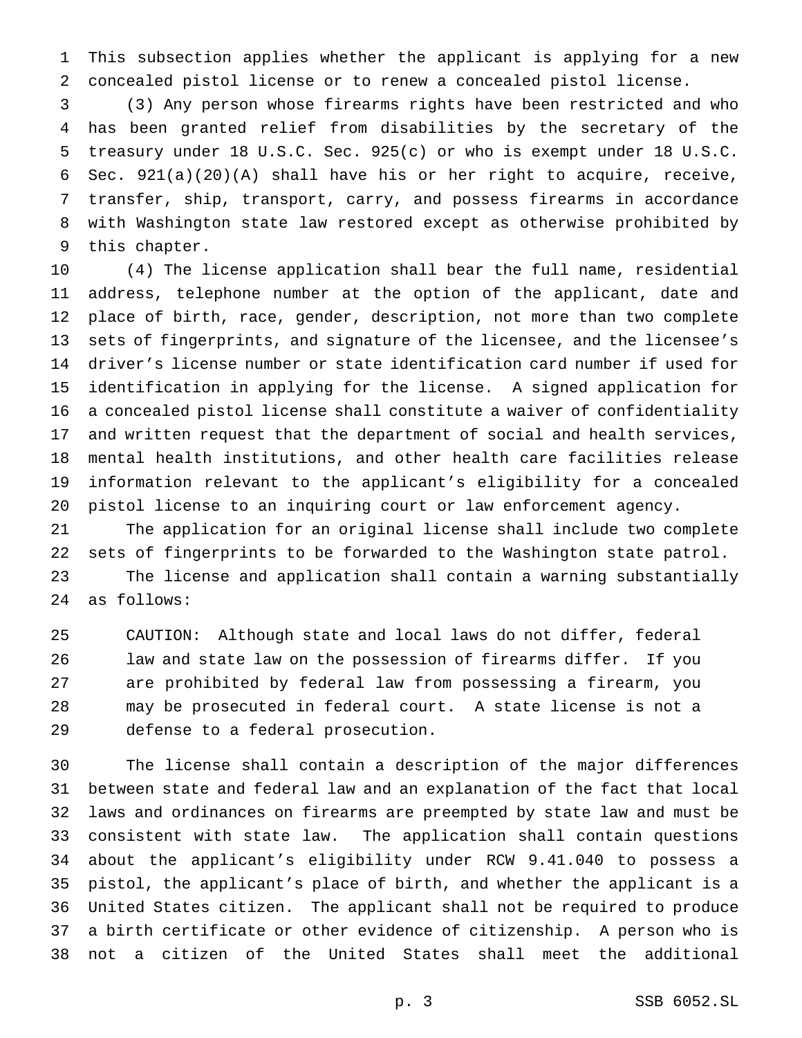This subsection applies whether the applicant is applying for a new concealed pistol license or to renew a concealed pistol license.

(3) Any person whose firearms rights have been restricted and who has been granted relief from disabilities by the secretary of the treasury under 18 U.S.C. Sec. 925(c) or who is exempt under 18 U.S.C. Sec. 921(a)(20)(A) shall have his or her right to acquire, receive, transfer, ship, transport, carry, and possess firearms in accordance with Washington state law restored except as otherwise prohibited by this chapter.

(4) The license application shall bear the full name, residential address, telephone number at the option of the applicant, date and place of birth, race, gender, description, not more than two complete sets of fingerprints, and signature of the licensee, and the licensee's driver's license number or state identification card number if used for identification in applying for the license. A signed application for a concealed pistol license shall constitute a waiver of confidentiality and written request that the department of social and health services, mental health institutions, and other health care facilities release information relevant to the applicant's eligibility for a concealed pistol license to an inquiring court or law enforcement agency.

The application for an original license shall include two complete sets of fingerprints to be forwarded to the Washington state patrol.

The license and application shall contain a warning substantially as follows:

> CAUTION: Although state and local laws do not differ, federal law and state law on the possession of firearms differ. If you are prohibited by federal law from possessing a firearm, you may be prosecuted in federal court. A state license is not a defense to a federal prosecution.

The license shall contain a description of the major differences between state and federal law and an explanation of the fact that local laws and ordinances on firearms are preempted by state law and must be consistent with state law. The application shall contain questions about the applicant's eligibility under RCW 9.41.040 to possess a pistol, the applicant's place of birth, and whether the applicant is a United States citizen. The applicant shall not be required to produce a birth certificate or other evidence of citizenship. A person who is not a citizen of the United States shall meet the additional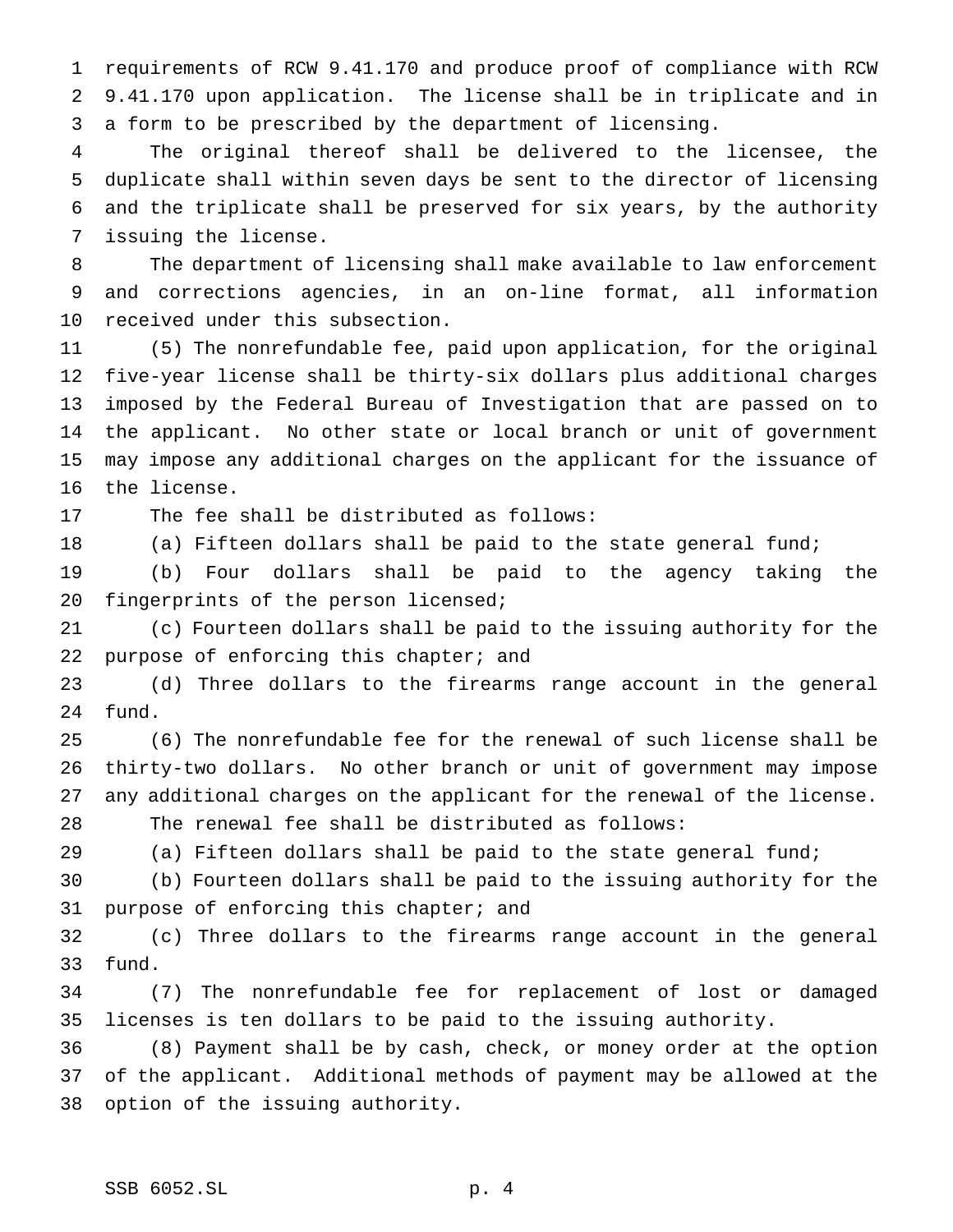requirements of RCW 9.41.170 and produce proof of compliance with RCW 9.41.170 upon application. The license shall be in triplicate and in a form to be prescribed by the department of licensing.

The original thereof shall be delivered to the licensee, the duplicate shall within seven days be sent to the director of licensing and the triplicate shall be preserved for six years, by the authority issuing the license.

The department of licensing shall make available to law enforcement and corrections agencies, in an on-line format, all information received under this subsection.

(5) The nonrefundable fee, paid upon application, for the original five-year license shall be thirty-six dollars plus additional charges imposed by the Federal Bureau of Investigation that are passed on to the applicant. No other state or local branch or unit of government may impose any additional charges on the applicant for the issuance of the license.

The fee shall be distributed as follows:

(a) Fifteen dollars shall be paid to the state general fund;

(b) Four dollars shall be paid to the agency taking the fingerprints of the person licensed;

(c) Fourteen dollars shall be paid to the issuing authority for the purpose of enforcing this chapter; and

(d) Three dollars to the firearms range account in the general fund.

(6) The nonrefundable fee for the renewal of such license shall be thirty-two dollars. No other branch or unit of government may impose any additional charges on the applicant for the renewal of the license.

The renewal fee shall be distributed as follows:

(a) Fifteen dollars shall be paid to the state general fund;

(b) Fourteen dollars shall be paid to the issuing authority for the purpose of enforcing this chapter; and

(c) Three dollars to the firearms range account in the general fund.

(7) The nonrefundable fee for replacement of lost or damaged licenses is ten dollars to be paid to the issuing authority.

(8) Payment shall be by cash, check, or money order at the option of the applicant. Additional methods of payment may be allowed at the option of the issuing authority.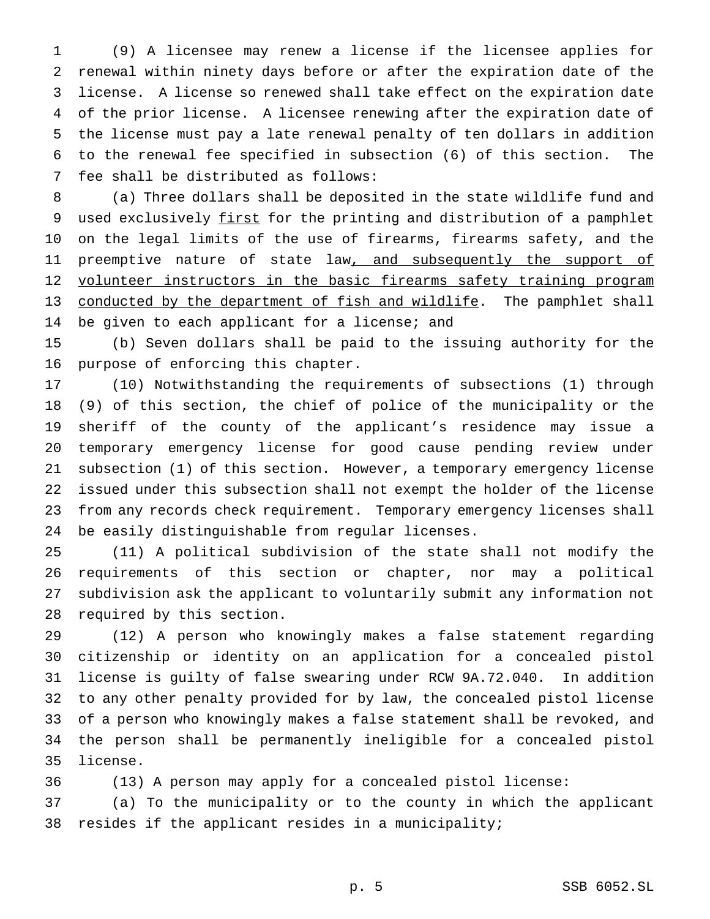(9) A licensee may renew a license if the licensee applies for renewal within ninety days before or after the expiration date of the license. A license so renewed shall take effect on the expiration date of the prior license. A licensee renewing after the expiration date of the license must pay a late renewal penalty of ten dollars in addition to the renewal fee specified in subsection (6) of this section. The fee shall be distributed as follows:

(a) Three dollars shall be deposited in the state wildlife fund and used exclusively <u>first</u> for the printing and distribution of a pamphlet on the legal limits of the use of firearms, firearms safety, and the preemptive nature of state law<u>, and subsequently the support of volunteer instructors in the basic firearms safety training program conducted by the department of fish and wildlife</u>. The pamphlet shall be given to each applicant for a license; and

(b) Seven dollars shall be paid to the issuing authority for the purpose of enforcing this chapter.

(10) Notwithstanding the requirements of subsections (1) through (9) of this section, the chief of police of the municipality or the sheriff of the county of the applicant's residence may issue a temporary emergency license for good cause pending review under subsection (1) of this section. However, a temporary emergency license issued under this subsection shall not exempt the holder of the license from any records check requirement. Temporary emergency licenses shall be easily distinguishable from regular licenses.

(11) A political subdivision of the state shall not modify the requirements of this section or chapter, nor may a political subdivision ask the applicant to voluntarily submit any information not required by this section.

(12) A person who knowingly makes a false statement regarding citizenship or identity on an application for a concealed pistol license is guilty of false swearing under RCW 9A.72.040. In addition to any other penalty provided for by law, the concealed pistol license of a person who knowingly makes a false statement shall be revoked, and the person shall be permanently ineligible for a concealed pistol license.

(13) A person may apply for a concealed pistol license:

(a) To the municipality or to the county in which the applicant resides if the applicant resides in a municipality;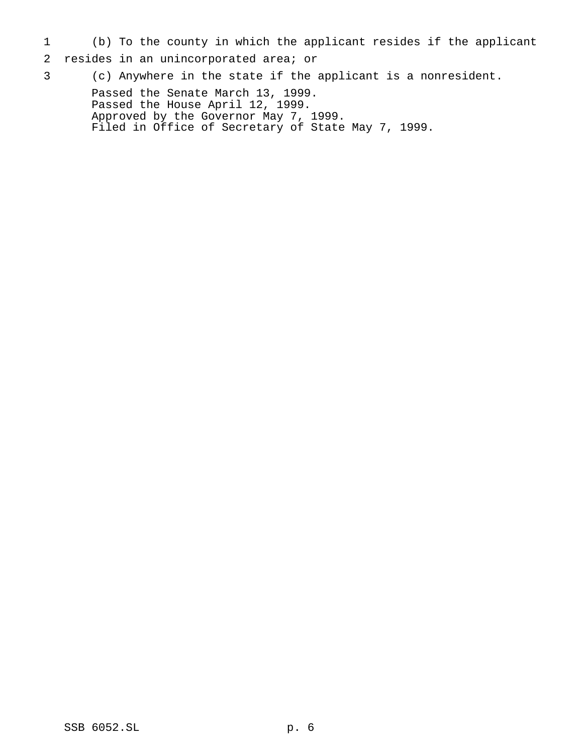(b) To the county in which the applicant resides if the applicant resides in an unincorporated area; or

(c) Anywhere in the state if the applicant is a nonresident.

Passed the Senate March 13, 1999.
Passed the House April 12, 1999.
Approved by the Governor May 7, 1999.
Filed in Office of Secretary of State May 7, 1999.